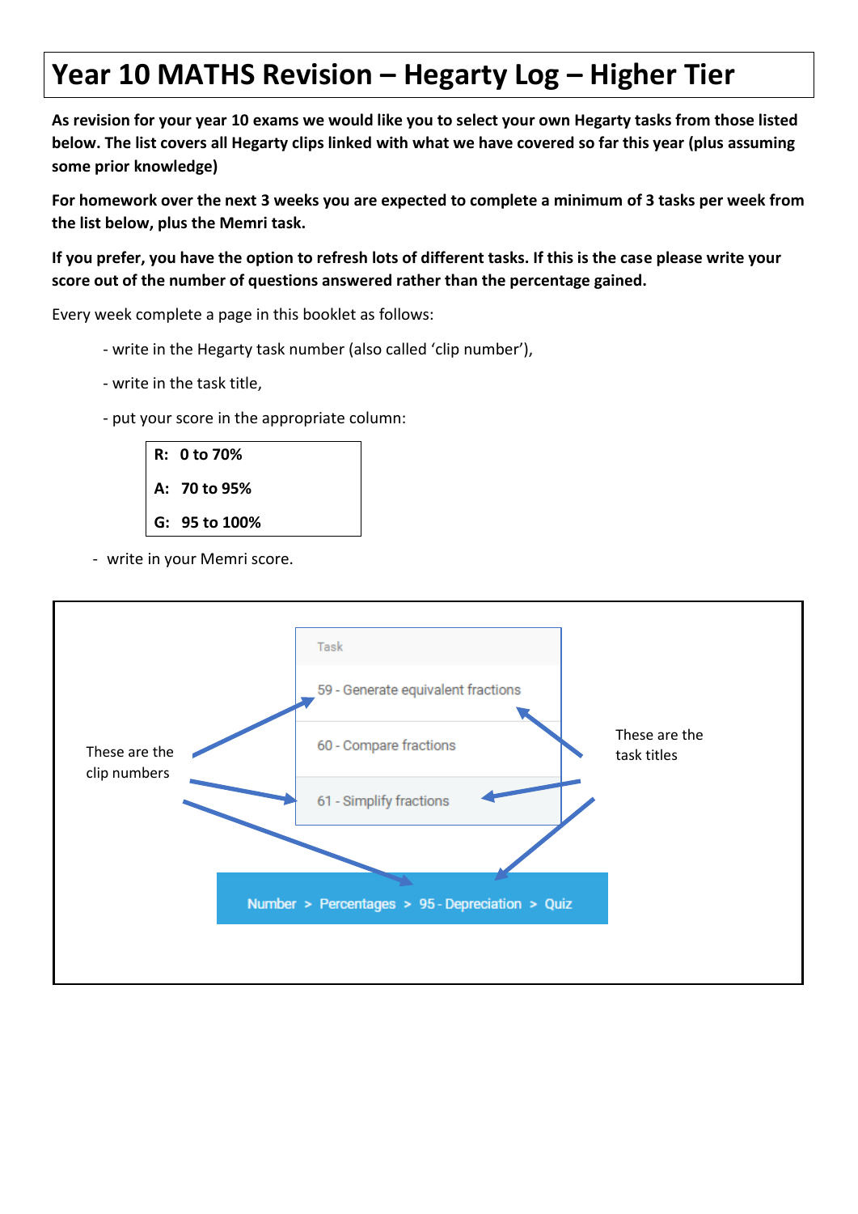# Year 10 MATHS Revision – Hegarty Log – Higher Tier

**As revision for your year 10 exams we would like you to select your own Hegarty tasks from those listed below. The list covers all Hegarty clips linked with what we have covered so far this year (plus assuming some prior knowledge)**

**For homework over the next 3 weeks you are expected to complete a minimum of 3 tasks per week from the list below, plus the Memri task.**

**If you prefer, you have the option to refresh lots of different tasks. If this is the case please write your score out of the number of questions answered rather than the percentage gained.**

Every week complete a page in this booklet as follows:

- write in the Hegarty task number (also called 'clip number'),
- write in the task title,
- put your score in the appropriate column:

| |
|---|
| **R: 0 to 70%** |
| **A: 70 to 95%** |
| **G: 95 to 100%** |

- write in your Memri score.

These are the clip numbers

| Task |
|---|
| 59 - Generate equivalent fractions |
| 60 - Compare fractions |
| 61 - Simplify fractions |

These are the task titles

Number > Percentages > 95 - Depreciation > Quiz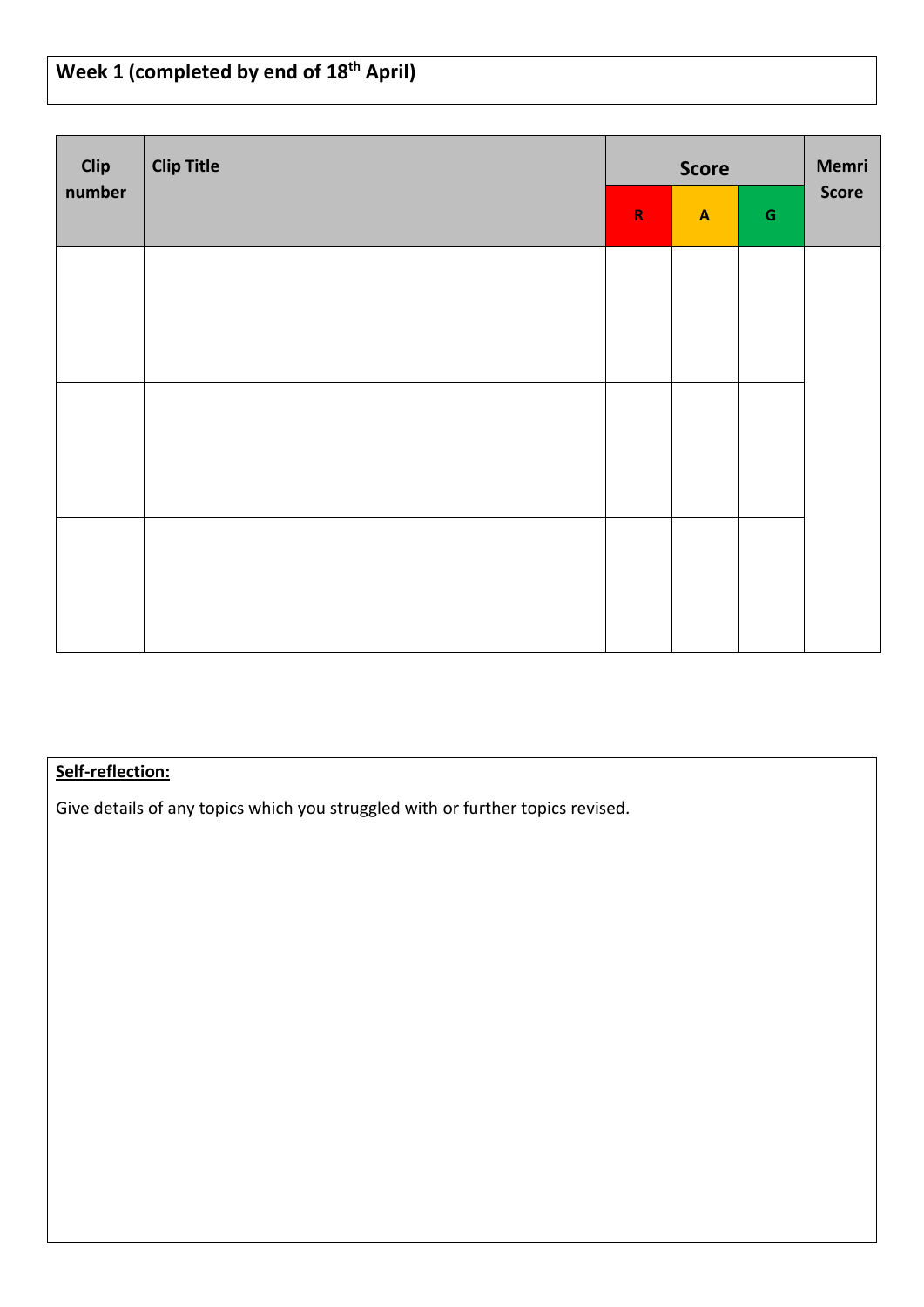**Week 1 (completed by end of 18th April)**

| Clip number | Clip Title | Score | | | Memri Score |
|---|---|---|---|---|---|
| | | R | A | G | |
| | | | | | |
| | | | | | |
| | | | | | |

**Self-reflection:**

Give details of any topics which you struggled with or further topics revised.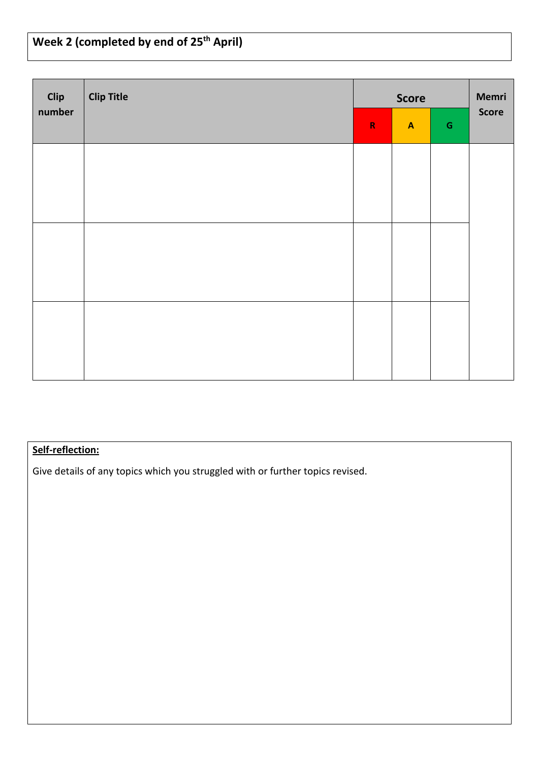**Week 2 (completed by end of 25th April)**

| Clip number | Clip Title | Score | | | Memri Score |
|---|---|---|---|---|---|
| | | R | A | G | |
| | | | | | |
| | | | | | |
| | | | | | |

**Self-reflection:**

Give details of any topics which you struggled with or further topics revised.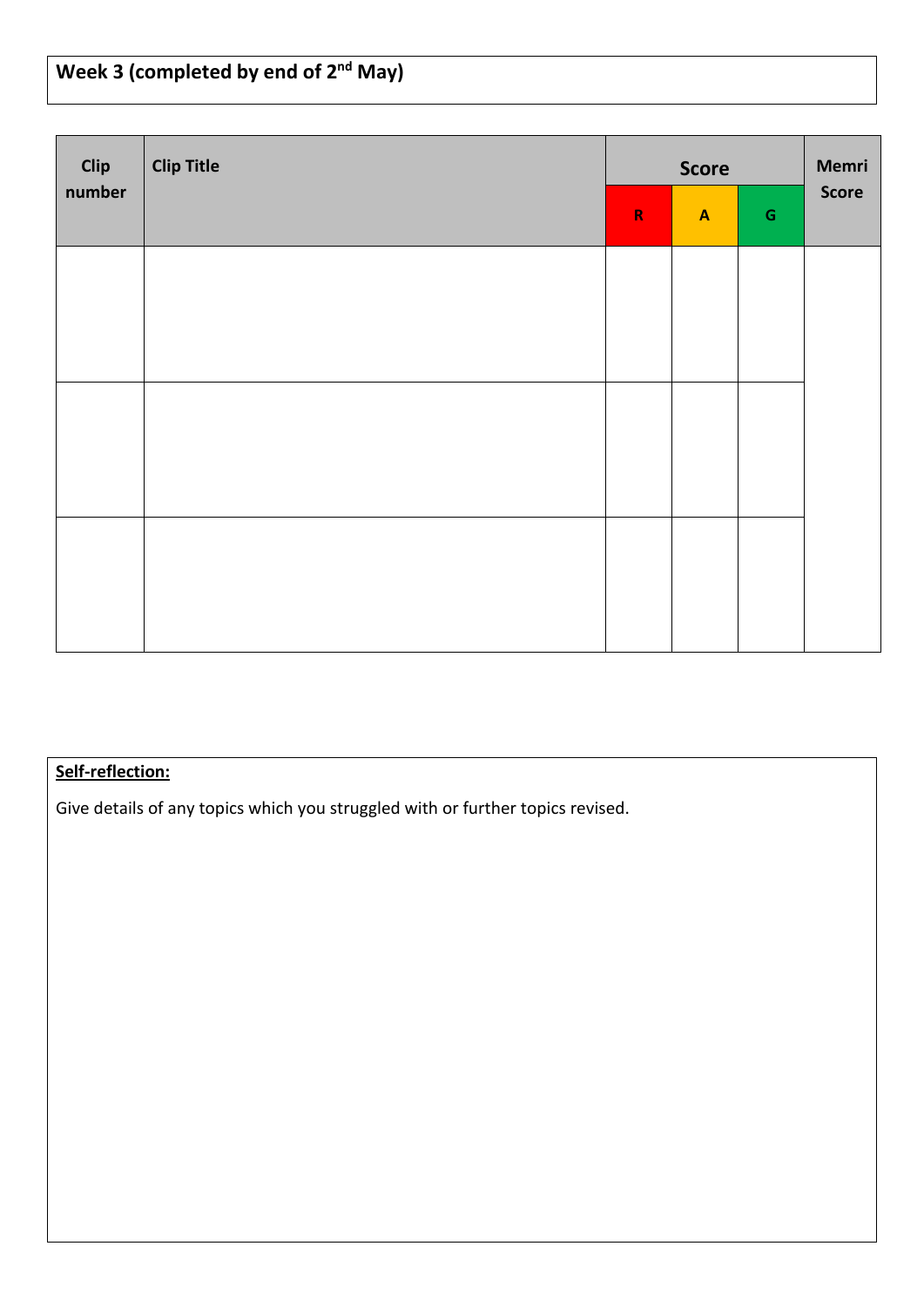## Week 3 (completed by end of 2nd May)

| Clip number | Clip Title | Score | | | Memri Score |
|---|---|---|---|---|---|
| | | R | A | G | |
| | | | | | |
| | | | | | |
| | | | | | |

**Self-reflection:**

Give details of any topics which you struggled with or further topics revised.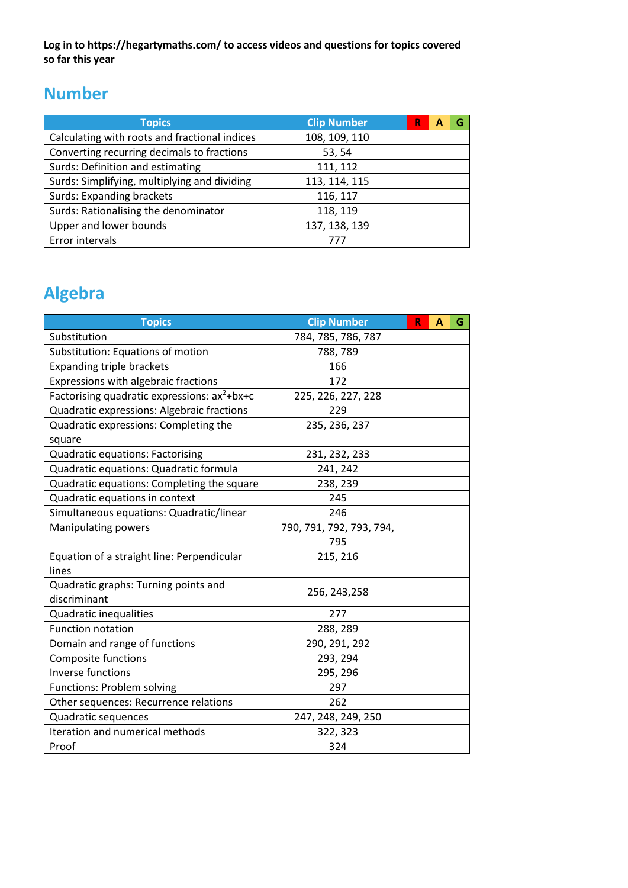**Log in to https://hegartymaths.com/ to access videos and questions for topics covered so far this year**

## Number

| Topics | Clip Number | R | A | G |
|---|---|---|---|---|
| Calculating with roots and fractional indices | 108, 109, 110 | | | |
| Converting recurring decimals to fractions | 53, 54 | | | |
| Surds: Definition and estimating | 111, 112 | | | |
| Surds: Simplifying, multiplying and dividing | 113, 114, 115 | | | |
| Surds: Expanding brackets | 116, 117 | | | |
| Surds: Rationalising the denominator | 118, 119 | | | |
| Upper and lower bounds | 137, 138, 139 | | | |
| Error intervals | 777 | | | |

## Algebra

| Topics | Clip Number | R | A | G |
|---|---|---|---|---|
| Substitution | 784, 785, 786, 787 | | | |
| Substitution: Equations of motion | 788, 789 | | | |
| Expanding triple brackets | 166 | | | |
| Expressions with algebraic fractions | 172 | | | |
| Factorising quadratic expressions: $ax^2+bx+c$ | 225, 226, 227, 228 | | | |
| Quadratic expressions: Algebraic fractions | 229 | | | |
| Quadratic expressions: Completing the square | 235, 236, 237 | | | |
| Quadratic equations: Factorising | 231, 232, 233 | | | |
| Quadratic equations: Quadratic formula | 241, 242 | | | |
| Quadratic equations: Completing the square | 238, 239 | | | |
| Quadratic equations in context | 245 | | | |
| Simultaneous equations: Quadratic/linear | 246 | | | |
| Manipulating powers | 790, 791, 792, 793, 794, 795 | | | |
| Equation of a straight line: Perpendicular lines | 215, 216 | | | |
| Quadratic graphs: Turning points and discriminant | 256, 243,258 | | | |
| Quadratic inequalities | 277 | | | |
| Function notation | 288, 289 | | | |
| Domain and range of functions | 290, 291, 292 | | | |
| Composite functions | 293, 294 | | | |
| Inverse functions | 295, 296 | | | |
| Functions: Problem solving | 297 | | | |
| Other sequences: Recurrence relations | 262 | | | |
| Quadratic sequences | 247, 248, 249, 250 | | | |
| Iteration and numerical methods | 322, 323 | | | |
| Proof | 324 | | | |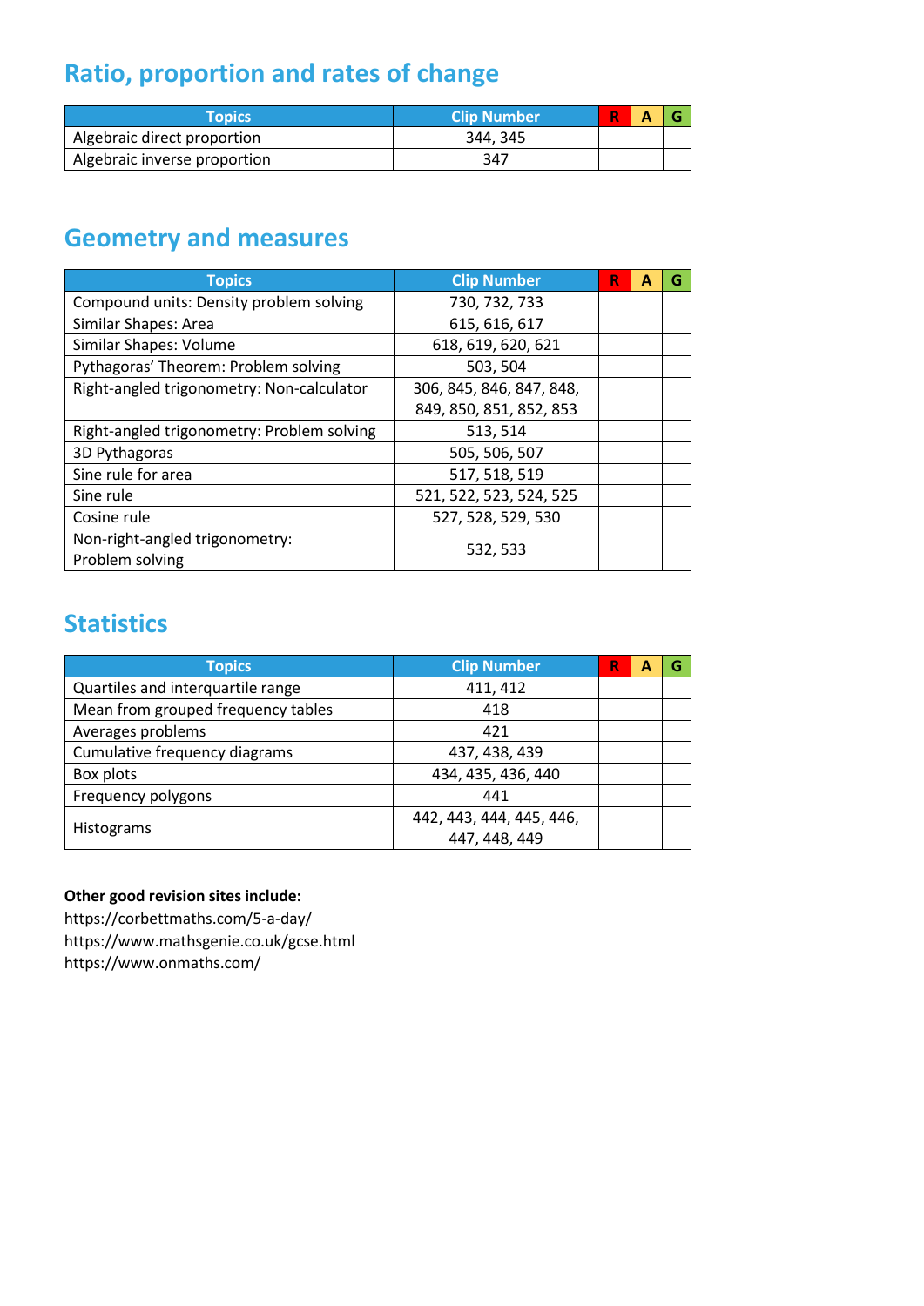## Ratio, proportion and rates of change

| Topics | Clip Number | R | A | G |
|---|---|---|---|---|
| Algebraic direct proportion | 344, 345 | | | |
| Algebraic inverse proportion | 347 | | | |

## Geometry and measures

| Topics | Clip Number | R | A | G |
|---|---|---|---|---|
| Compound units: Density problem solving | 730, 732, 733 | | | |
| Similar Shapes: Area | 615, 616, 617 | | | |
| Similar Shapes: Volume | 618, 619, 620, 621 | | | |
| Pythagoras' Theorem: Problem solving | 503, 504 | | | |
| Right-angled trigonometry: Non-calculator | 306, 845, 846, 847, 848, 849, 850, 851, 852, 853 | | | |
| Right-angled trigonometry: Problem solving | 513, 514 | | | |
| 3D Pythagoras | 505, 506, 507 | | | |
| Sine rule for area | 517, 518, 519 | | | |
| Sine rule | 521, 522, 523, 524, 525 | | | |
| Cosine rule | 527, 528, 529, 530 | | | |
| Non-right-angled trigonometry: Problem solving | 532, 533 | | | |

## Statistics

| Topics | Clip Number | R | A | G |
|---|---|---|---|---|
| Quartiles and interquartile range | 411, 412 | | | |
| Mean from grouped frequency tables | 418 | | | |
| Averages problems | 421 | | | |
| Cumulative frequency diagrams | 437, 438, 439 | | | |
| Box plots | 434, 435, 436, 440 | | | |
| Frequency polygons | 441 | | | |
| Histograms | 442, 443, 444, 445, 446, 447, 448, 449 | | | |

**Other good revision sites include:**

https://corbettmaths.com/5-a-day/
https://www.mathsgenie.co.uk/gcse.html
https://www.onmaths.com/